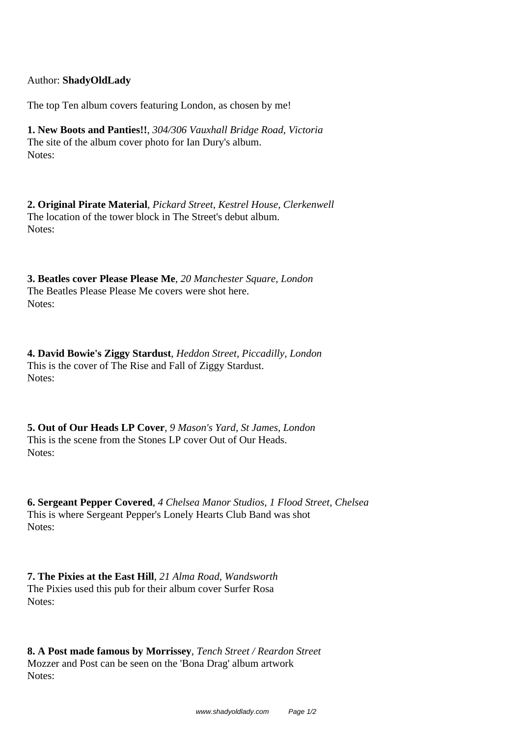Author: **ShadyOldLady**

The top Ten album covers featuring London, as chosen by me!

**1. New Boots and Panties!!**, *304/306 Vauxhall Bridge Road, Victoria*
The site of the album cover photo for Ian Dury's album.
Notes:

**2. Original Pirate Material**, *Pickard Street, Kestrel House, Clerkenwell*
The location of the tower block in The Street's debut album.
Notes:

**3. Beatles cover Please Please Me**, *20 Manchester Square, London*
The Beatles Please Please Me covers were shot here.
Notes:

**4. David Bowie's Ziggy Stardust**, *Heddon Street, Piccadilly, London*
This is the cover of The Rise and Fall of Ziggy Stardust.
Notes:

**5. Out of Our Heads LP Cover**, *9 Mason's Yard, St James, London*
This is the scene from the Stones LP cover Out of Our Heads.
Notes:

**6. Sergeant Pepper Covered**, *4 Chelsea Manor Studios, 1 Flood Street, Chelsea*
This is where Sergeant Pepper's Lonely Hearts Club Band was shot
Notes:

**7. The Pixies at the East Hill**, *21 Alma Road, Wandsworth*
The Pixies used this pub for their album cover Surfer Rosa
Notes:

**8. A Post made famous by Morrissey**, *Tench Street / Reardon Street*
Mozzer and Post can be seen on the 'Bona Drag' album artwork
Notes: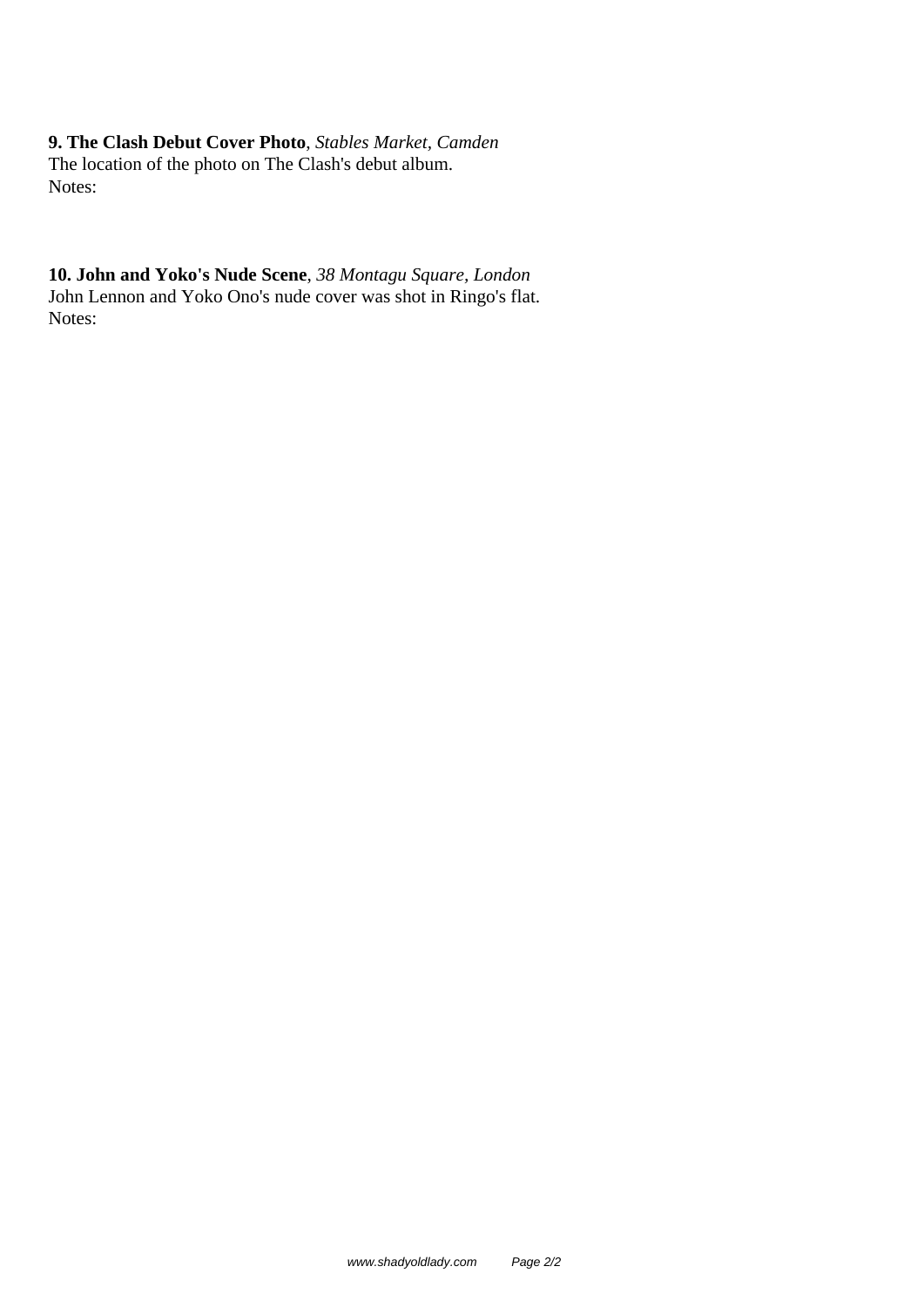**9. The Clash Debut Cover Photo**, *Stables Market, Camden*
The location of the photo on The Clash's debut album.
Notes:

**10. John and Yoko's Nude Scene**, *38 Montagu Square, London*
John Lennon and Yoko Ono's nude cover was shot in Ringo's flat.
Notes: